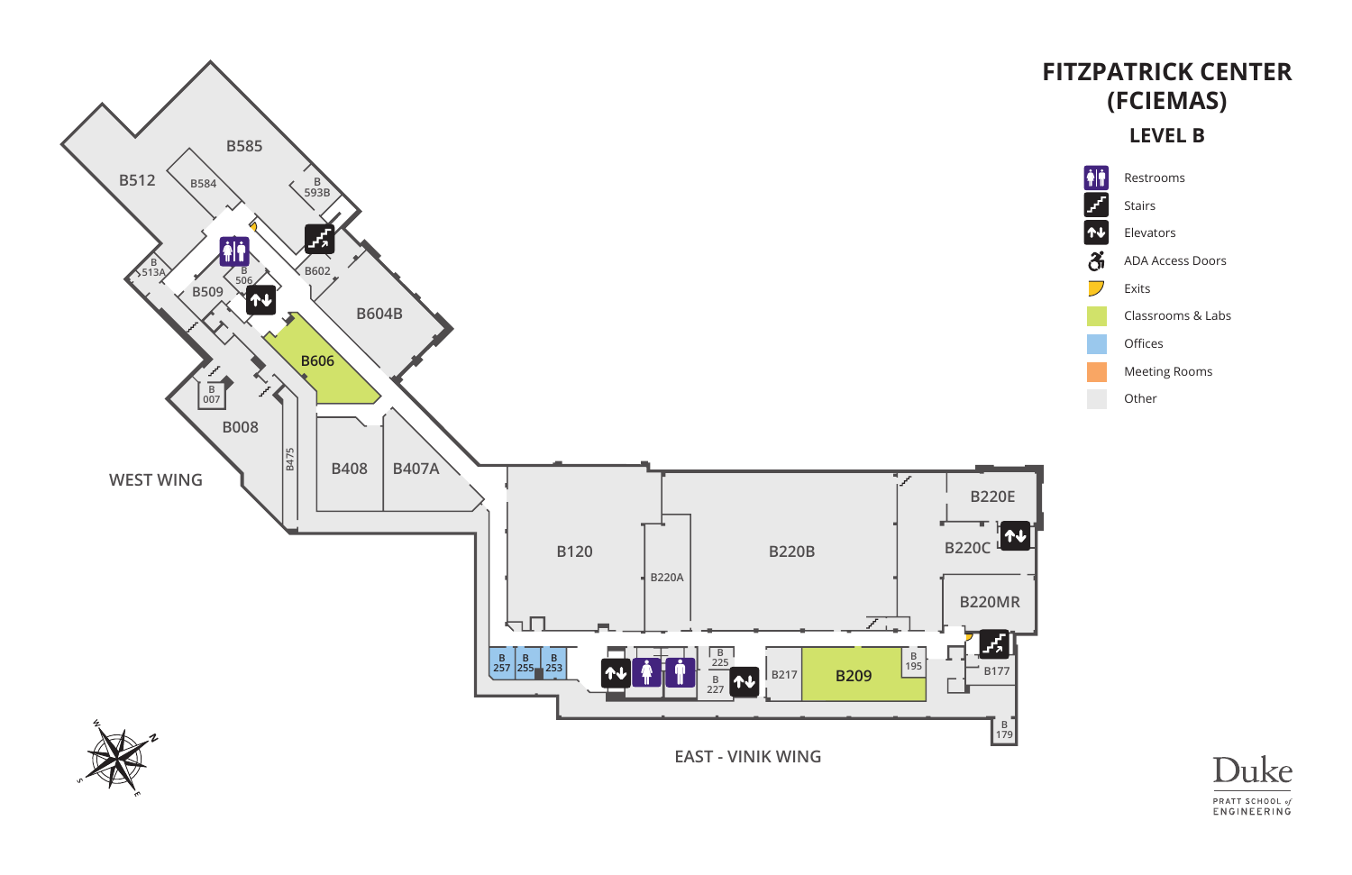# FITZPATRICK CENTER (FCIEMAS)

## LEVEL B

- Restrooms
- Stairs
- Elevators
- ADA Access Doors
- Exits
- Classrooms & Labs
- Offices
- Meeting Rooms
- Other

WEST WING

B585
B512
B584
B593B
B513A
B506
B509
B602
B604B
B606
B007
B008
B475
B408
B407A

EAST - VINIK WING

B120
B220A
B220B
B220E
B220C
B220MR
B257
B255
B253
B225
B227
B217
B209
B195
B177
B179

Duke PRATT SCHOOL of ENGINEERING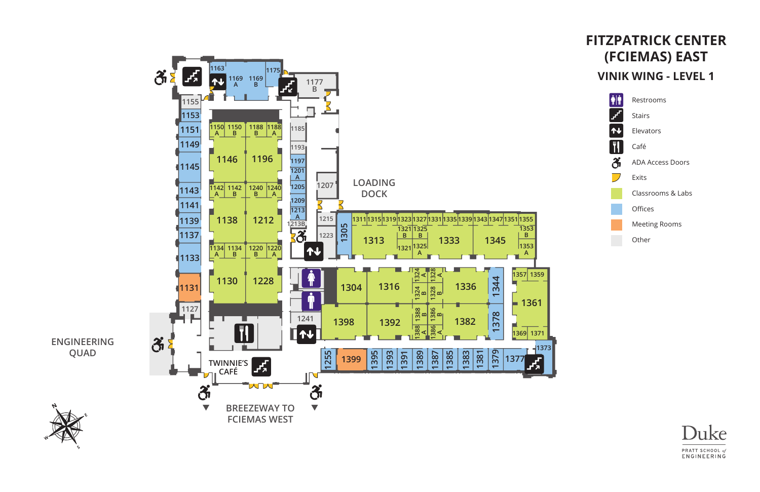# FITZPATRICK CENTER (FCIEMAS) EAST

## VINIK WING - LEVEL 1

- Restrooms
- Stairs
- Elevators
- Café
- ADA Access Doors
- Exits
- Classrooms & Labs
- Offices
- Meeting Rooms
- Other

LOADING DOCK

ENGINEERING QUAD

TWINNIE'S CAFÉ

BREEZEWAY TO FCIEMAS WEST

1163, 1169 A, 1169 B, 1175, 1177 B, 1155, 1153, 1151, 1149, 1145, 1143, 1141, 1139, 1137, 1133, 1131, 1127, 1150 A, 1150 B, 1188 B, 1188 A, 1146, 1196, 1142 A, 1142 B, 1240 B, 1240 A, 1138, 1212, 1134 A, 1134 B, 1220 B, 1220 A, 1130, 1228, 1185, 1193, 1197, 1201 A, 1205, 1209, 1213 A, 1213B, 1207, 1215, 1223, 1241, 1305, 1311, 1315, 1319, 1323, 1327, 1331, 1335, 1339, 1343, 1347, 1351, 1355, 1321 B, 1325 B, 1321, 1325 A, 1353 B, 1353 A, 1313, 1333, 1345, 1304, 1316, 1324 A, 1324 B, 1328 A, 1328 B, 1336, 1344, 1357, 1359, 1361, 1398, 1392, 1388 B, 1388 A, 1386 B, 1386 A, 1382, 1378, 1369, 1371, 1373, 1255, 1399, 1395, 1393, 1391, 1389, 1387, 1385, 1383, 1381, 1379, 1377

Duke PRATT SCHOOL of ENGINEERING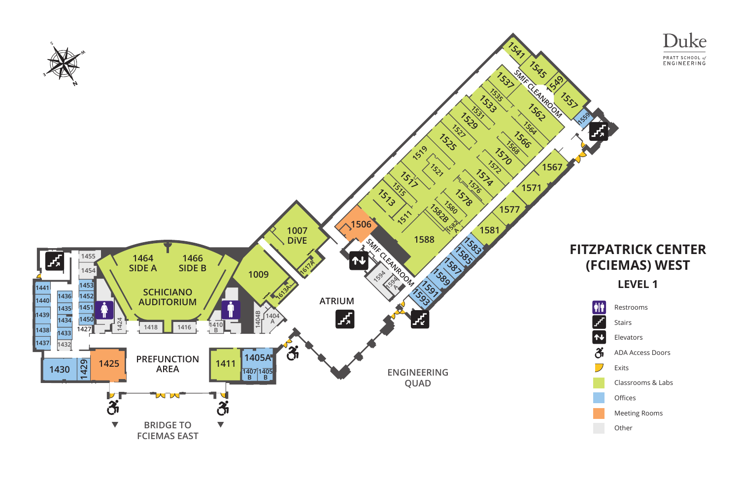# FITZPATRICK CENTER (FCIEMAS) WEST

## LEVEL 1

Duke
PRATT SCHOOL of ENGINEERING

- Restrooms
- Stairs
- Elevators
- ADA Access Doors
- Exits
- Classrooms & Labs
- Offices
- Meeting Rooms
- Other

1541, 1545, 1549, 1557, 1559, 1537, 1535, 1533, 1531, 1529, 1527, 1525, 1519, 1521, 1517, 1515, 1513, 1511, 1562, 1564, 1566, 1568, 1570, 1572, 1574, 1576, 1578, 1580, 1582B, 1582A, 1588, 1567, 1571, 1577, 1581, 1583, 1585, 1587, 1589, 1591, 1593, 1594, 1594A, 1506, SMIF CLEANROOM, 1007 DiVE, 1617A, 1009, 1613A, ATRIUM, 1404A, 1404B, 1410B, 1464 SIDE A, 1466 SIDE B, SCHICIANO AUDITORIUM, 1455, 1454, 1453, 1452, 1451, 1450, 1441, 1440, 1439, 1438, 1437, 1436, 1435, 1434, 1433, 1432, 1427, 1424, 1418, 1416, 1430, 1429, 1425, PREFUNCTION AREA, 1411, 1405A, 1407B, 1405B

ENGINEERING QUAD

BRIDGE TO FCIEMAS EAST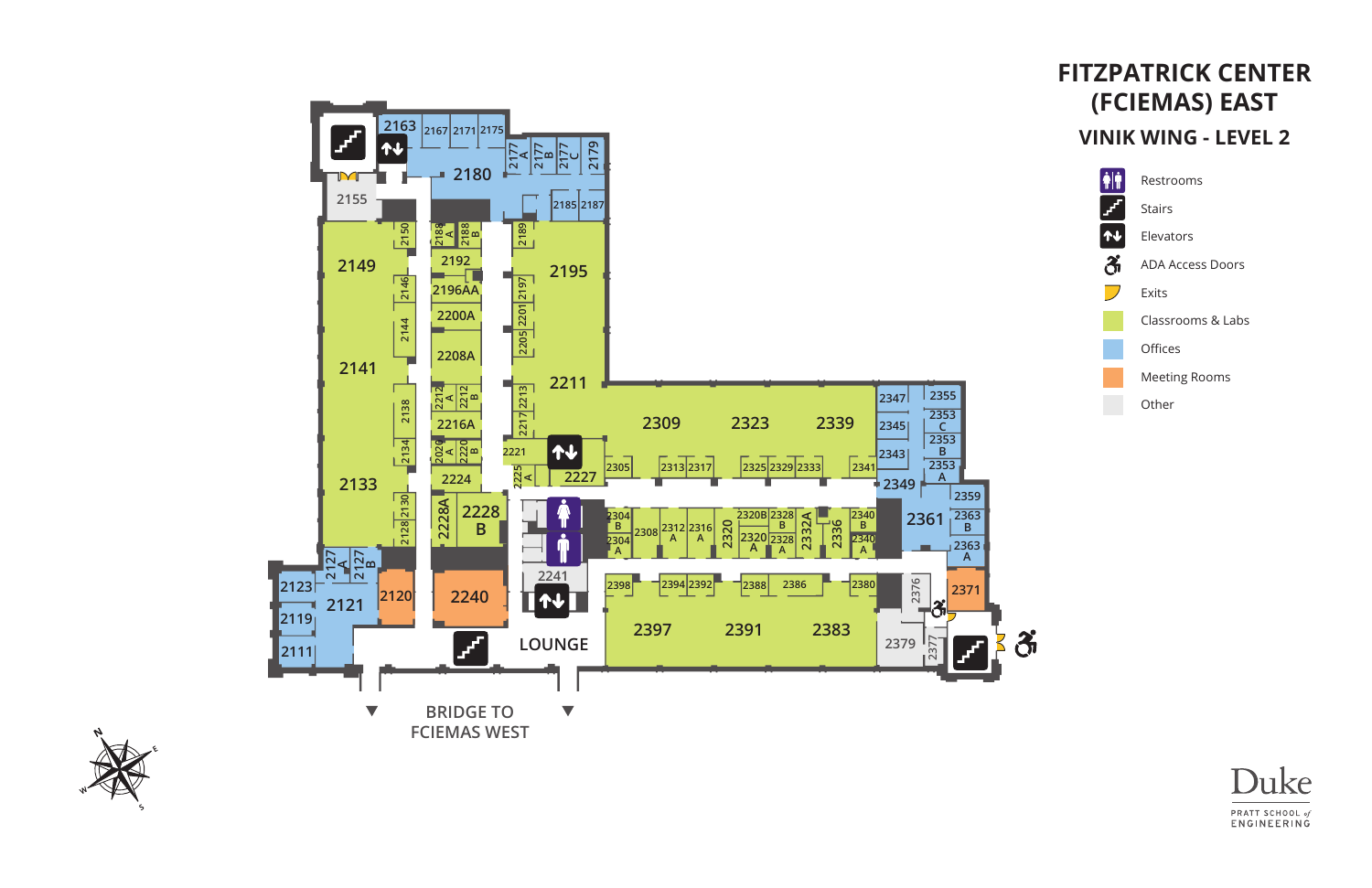# FITZPATRICK CENTER (FCIEMAS) EAST

## VINIK WING - LEVEL 2

- Restrooms
- Stairs
- Elevators
- ADA Access Doors
- Exits
- Classrooms & Labs
- Offices
- Meeting Rooms
- Other

2163 2167 2171 2175 2177 A 2177 B 2177 C 2179 2180 2185 2187 2155

2149 2150 2188 A 2188 B 2189 2192 2195 2146 2196AA 2197 2201 2200A 2144 2205 2141 2208A 2211 2212 A 2212 B 2213 2138 2217 2216A 2220 A 2220 B 2221 2134 2225 A 2227 2224 2133 2130 2228A 2228 B 2128 2127 A 2127 B 2123 2120 2240 2121 2119 2111

2309 2323 2339 2347 2355 2353 C 2345 2353 B 2343 2305 2313 2317 2325 2329 2333 2341 2353 A 2349 2359 2304 B 2308 2312 A 2316 A 2320 2320B 2328 B 2332A 2336 2340 B 2361 2363 B 2304 A 2320 A 2328 A 2340 A 2363 A 2241 2398 2394 2392 2388 2386 2380 2376 2371 2397 2391 2383 2379 2377

LOUNGE

BRIDGE TO FCIEMAS WEST

Duke PRATT SCHOOL of ENGINEERING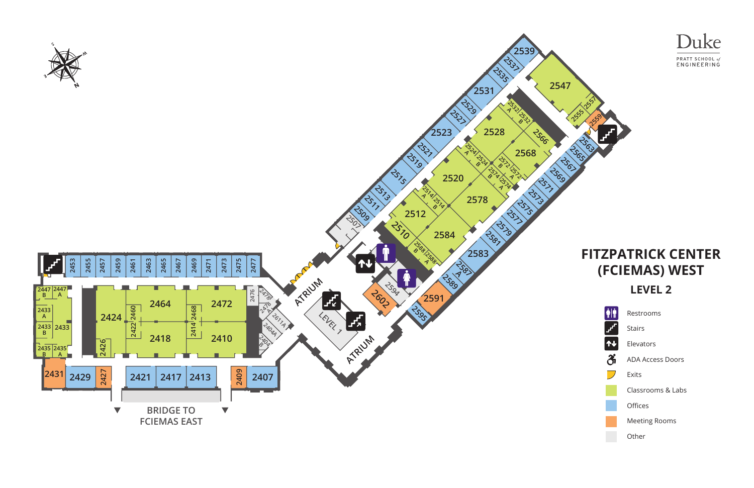# FITZPATRICK CENTER (FCIEMAS) WEST

## LEVEL 2

Duke
PRATT SCHOOL of ENGINEERING

**Legend**

- Restrooms
- Stairs
- Elevators
- ADA Access Doors
- Exits
- Classrooms & Labs
- Offices
- Meeting Rooms
- Other

ATRIUM

LEVEL 1

ATRIUM

BRIDGE TO FCIEMAS EAST

2539, 2537, 2535, 2531, 2529, 2527, 2523, 2521, 2519, 2515, 2513, 2511, 2509, 2507, 2547, 2555, 2557, 2559, 2532 A, 2532 B, 2528, 2566, 2568, 2524 A, 2524 B, 2572 B, 2572 A, 2520, 2574 B, 2574 A, 2514 A, 2514 B, 2578, 2512, 2510, 2584, 2588 B, 2588 A, 2563, 2565, 2567, 2569, 2571, 2573, 2575, 2577, 2579, 2581, 2583, 2587 A, 2589, 2591, 2595, 2594, 2602

2453, 2455, 2457, 2459, 2461, 2463, 2465, 2467, 2469, 2471, 2473, 2475, 2477, 2447 B, 2447 A, 2433 A, 2433 B, 2433, 2435 B, 2435 A, 2424, 2460, 2422, 2426, 2464, 2418, 2468, 2414, 2472, 2410, 2476, 2478, 2478 A, 2611A, 2404A, 2404 B, 2431, 2429, 2427, 2421, 2417, 2413, 2409, 2407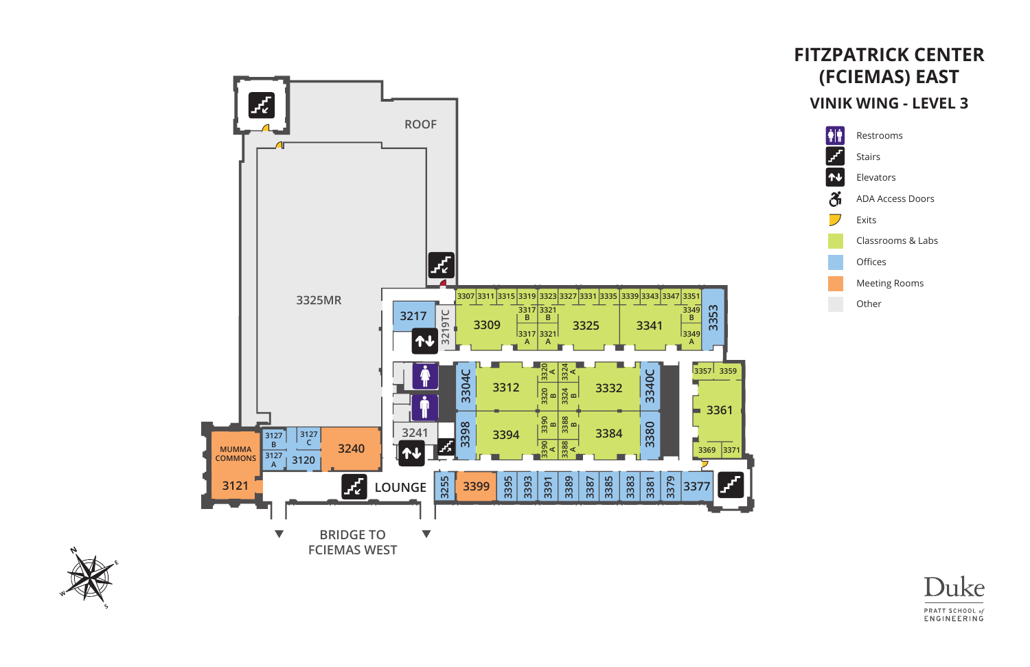# FITZPATRICK CENTER (FCIEMAS) EAST

## VINIK WING - LEVEL 3

- Restrooms
- Stairs
- Elevators
- ADA Access Doors
- Exits
- Classrooms & Labs
- Offices
- Meeting Rooms
- Other

ROOF

3325MR

3217

3219TC

3307 3311 3315 3319 3323 3327 3331 3335 3339 3343 3347 3351

3317 B 3321 B 3349 B

3309 3325 3341 3353

3317 A 3321 A 3349 A

3304C 3312 3320 A 3324 A 3320 B 3324 B 3332 3340C

3357 3359

3361

3241

3398 3394 3390 B 3388 B 3390 A 3388 A 3384 3380

3369 3371

MUMMA COMMONS

3127 B 3127 C 3127 A 3120 3240

3121

LOUNGE

3255 3399 3395 3393 3391 3389 3387 3385 3383 3381 3379 3377

BRIDGE TO FCIEMAS WEST

N E S W

Duke PRATT SCHOOL of ENGINEERING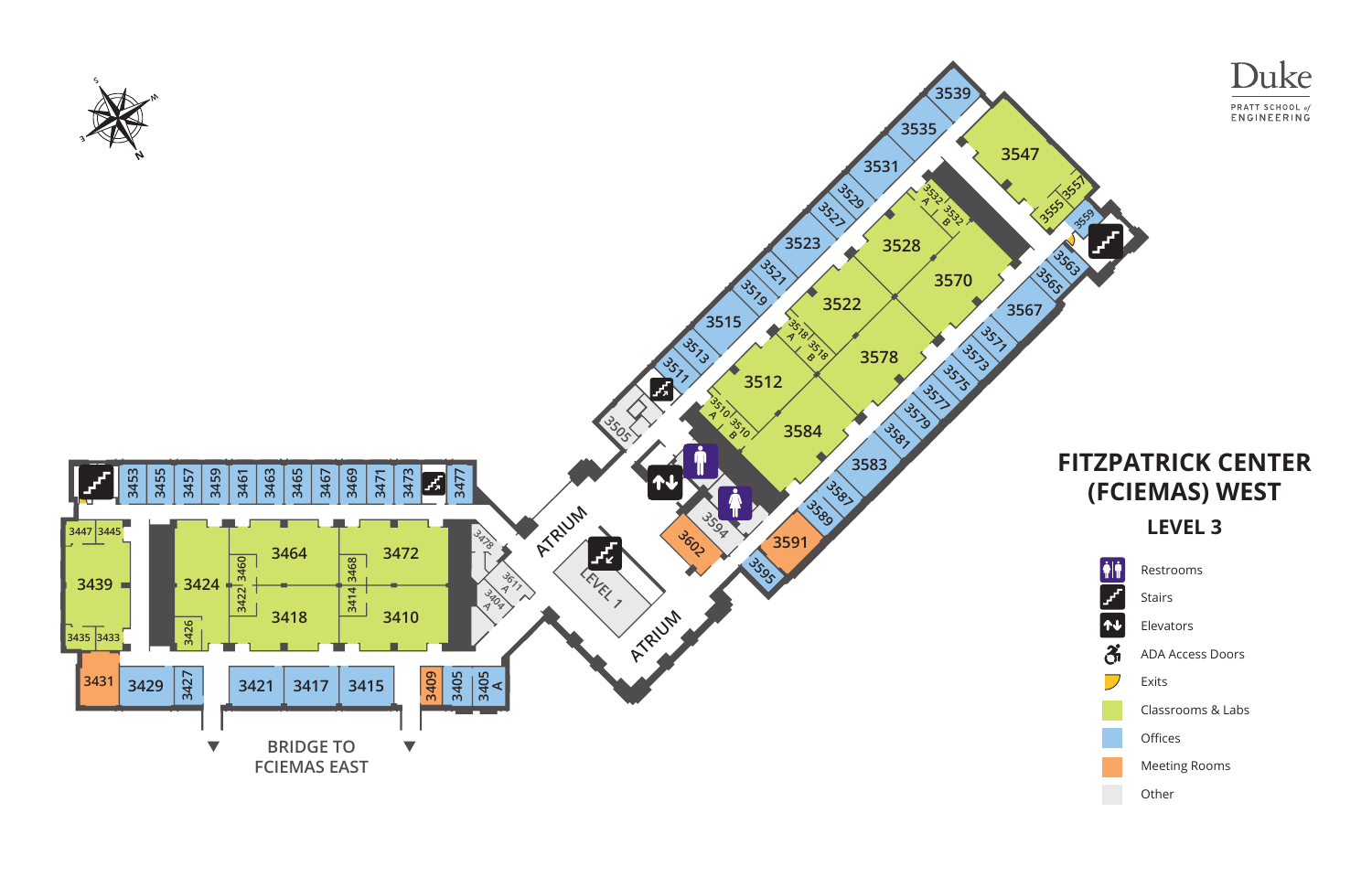Duke

PRATT SCHOOL of ENGINEERING

# FITZPATRICK CENTER (FCIEMAS) WEST

## LEVEL 3

- Restrooms
- Stairs
- Elevators
- ADA Access Doors
- Exits
- Classrooms & Labs
- Offices
- Meeting Rooms
- Other

ATRIUM

LEVEL 1

BRIDGE TO FCIEMAS EAST

3453 3455 3457 3459 3461 3463 3465 3467 3469 3471 3473 3477

3447 3445 3439 3435 3433 3424 3460 3422 3426 3464 3418 3468 3414 3472 3410

3478 3611 A 3404 A

3431 3429 3427 3421 3417 3415 3409 3405 3405 A

3539 3535 3531 3529 3527 3523 3521 3519 3515 3513 3511 3505

3547 3555 3557 3559 3532 A 3532 B 3528 3570 3522 3518 A 3518 B 3578 3512 3510 A 3510 B 3584

3563 3565 3567 3571 3573 3575 3577 3579 3581 3583 3587 3589 3591 3595 3594 3602